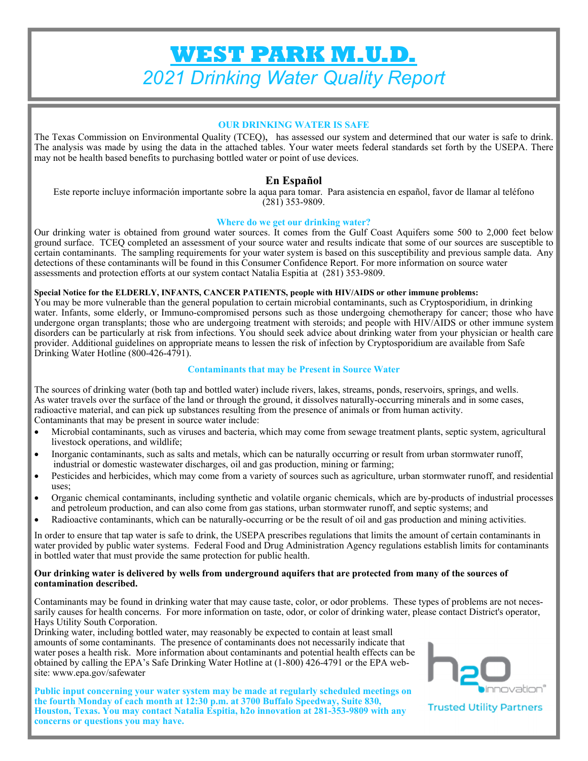# WEST PARK M.U.D.

## *2021 Drinking Water Quality Report*

### OUR DRINKING WATER IS SAFE

The Texas Commission on Environmental Quality (TCEQ), has assessed our system and determined that our water is safe to drink. The analysis was made by using the data in the attached tables. Your water meets federal standards set forth by the USEPA. There may not be health based benefits to purchasing bottled water or point of use devices.

### En Español

Este reporte incluye información importante sobre la aqua para tomar. Para asistencia en español, favor de llamar al teléfono (281) 353-9809.

### Where do we get our drinking water?

Our drinking water is obtained from ground water sources. It comes from the Gulf Coast Aquifers some 500 to 2,000 feet below ground surface. TCEQ completed an assessment of your source water and results indicate that some of our sources are susceptible to certain contaminants. The sampling requirements for your water system is based on this susceptibility and previous sample data. Any detections of these contaminants will be found in this Consumer Confidence Report. For more information on source water assessments and protection efforts at our system contact Natalia Espitia at (281) 353-9809.

**Special Notice for the ELDERLY, INFANTS, CANCER PATIENTS, people with HIV/AIDS or other immune problems:**

You may be more vulnerable than the general population to certain microbial contaminants, such as Cryptosporidium, in drinking water. Infants, some elderly, or Immuno-compromised persons such as those undergoing chemotherapy for cancer; those who have undergone organ transplants; those who are undergoing treatment with steroids; and people with HIV/AIDS or other immune system disorders can be particularly at risk from infections. You should seek advice about drinking water from your physician or health care provider. Additional guidelines on appropriate means to lessen the risk of infection by Cryptosporidium are available from Safe Drinking Water Hotline (800-426-4791).

### Contaminants that may be Present in Source Water

The sources of drinking water (both tap and bottled water) include rivers, lakes, streams, ponds, reservoirs, springs, and wells. As water travels over the surface of the land or through the ground, it dissolves naturally-occurring minerals and in some cases, radioactive material, and can pick up substances resulting from the presence of animals or from human activity.
Contaminants that may be present in source water include:

- Microbial contaminants, such as viruses and bacteria, which may come from sewage treatment plants, septic system, agricultural livestock operations, and wildlife;
- Inorganic contaminants, such as salts and metals, which can be naturally occurring or result from urban stormwater runoff, industrial or domestic wastewater discharges, oil and gas production, mining or farming;
- Pesticides and herbicides, which may come from a variety of sources such as agriculture, urban stormwater runoff, and residential uses;
- Organic chemical contaminants, including synthetic and volatile organic chemicals, which are by-products of industrial processes and petroleum production, and can also come from gas stations, urban stormwater runoff, and septic systems; and
- Radioactive contaminants, which can be naturally-occurring or be the result of oil and gas production and mining activities.

In order to ensure that tap water is safe to drink, the USEPA prescribes regulations that limits the amount of certain contaminants in water provided by public water systems. Federal Food and Drug Administration Agency regulations establish limits for contaminants in bottled water that must provide the same protection for public health.

**Our drinking water is delivered by wells from underground aquifers that are protected from many of the sources of contamination described.**

Contaminants may be found in drinking water that may cause taste, color, or odor problems. These types of problems are not necessarily causes for health concerns. For more information on taste, odor, or color of drinking water, please contact District's operator, Hays Utility South Corporation.

Drinking water, including bottled water, may reasonably be expected to contain at least small amounts of some contaminants. The presence of contaminants does not necessarily indicate that water poses a health risk. More information about contaminants and potential health effects can be obtained by calling the EPA's Safe Drinking Water Hotline at (1-800) 426-4791 or the EPA website: www.epa.gov/safewater

**Public input concerning your water system may be made at regularly scheduled meetings on the fourth Monday of each month at 12:30 p.m. at 3700 Buffalo Speedway, Suite 830, Houston, Texas. You may contact Natalia Espitia, h2o innovation at 281-353-9809 with any concerns or questions you may have.**

h2o innovation® Trusted Utility Partners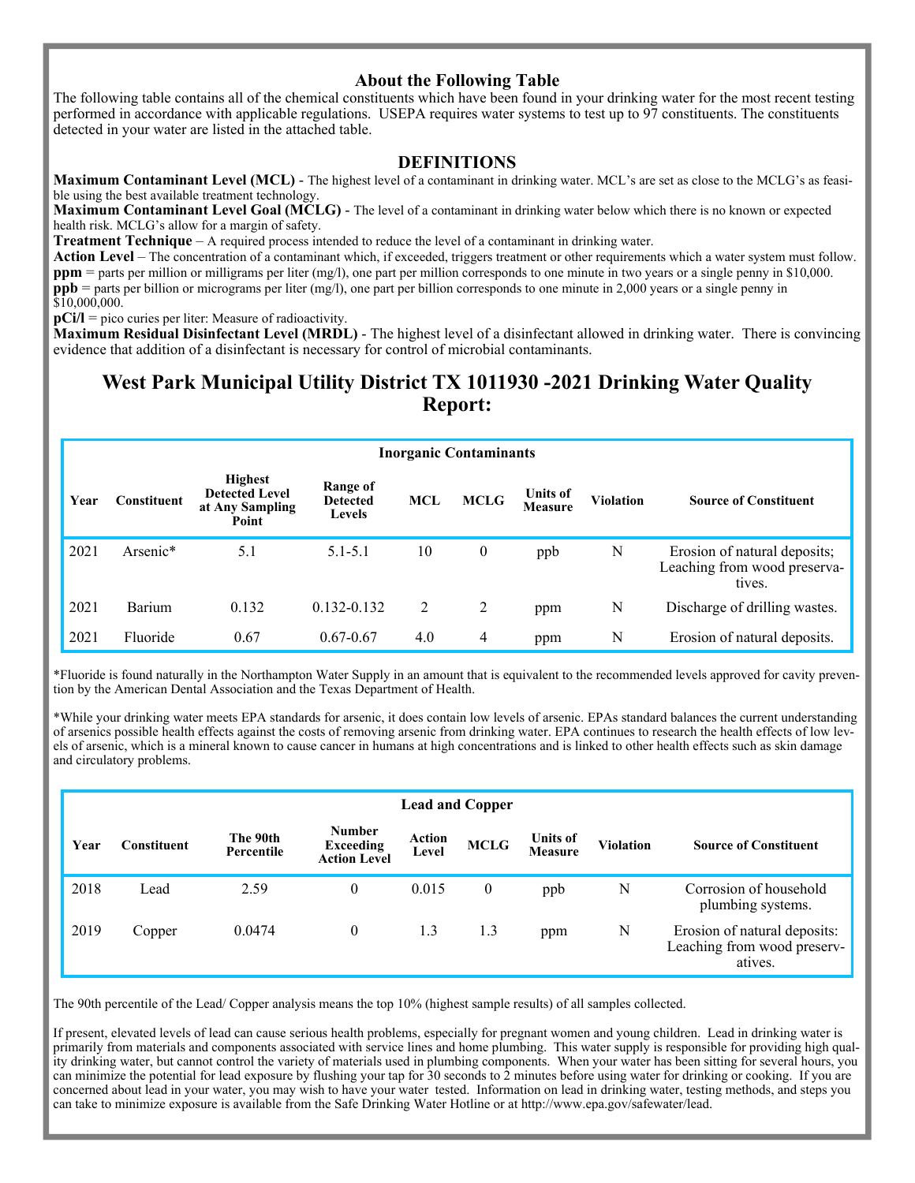### About the Following Table

The following table contains all of the chemical constituents which have been found in your drinking water for the most recent testing performed in accordance with applicable regulations. USEPA requires water systems to test up to 97 constituents. The constituents detected in your water are listed in the attached table.

### DEFINITIONS

**Maximum Contaminant Level (MCL)** - The highest level of a contaminant in drinking water. MCL's are set as close to the MCLG's as feasible using the best available treatment technology.
**Maximum Contaminant Level Goal (MCLG)** - The level of a contaminant in drinking water below which there is no known or expected health risk. MCLG's allow for a margin of safety.
**Treatment Technique** – A required process intended to reduce the level of a contaminant in drinking water.
**Action Level** – The concentration of a contaminant which, if exceeded, triggers treatment or other requirements which a water system must follow.
**ppm** = parts per million or milligrams per liter (mg/l), one part per million corresponds to one minute in two years or a single penny in $10,000.
**ppb** = parts per billion or micrograms per liter (mg/l), one part per billion corresponds to one minute in 2,000 years or a single penny in $10,000,000.
**pCi/l** = pico curies per liter: Measure of radioactivity.
**Maximum Residual Disinfectant Level (MRDL)** - The highest level of a disinfectant allowed in drinking water. There is convincing evidence that addition of a disinfectant is necessary for control of microbial contaminants.

## West Park Municipal Utility District TX 1011930 -2021 Drinking Water Quality Report:

**Inorganic Contaminants**

| Year | Constituent | Highest Detected Level at Any Sampling Point | Range of Detected Levels | MCL | MCLG | Units of Measure | Violation | Source of Constituent |
|---|---|---|---|---|---|---|---|---|
| 2021 | Arsenic* | 5.1 | 5.1-5.1 | 10 | 0 | ppb | N | Erosion of natural deposits; Leaching from wood preservatives. |
| 2021 | Barium | 0.132 | 0.132-0.132 | 2 | 2 | ppm | N | Discharge of drilling wastes. |
| 2021 | Fluoride | 0.67 | 0.67-0.67 | 4.0 | 4 | ppm | N | Erosion of natural deposits. |

*Fluoride is found naturally in the Northampton Water Supply in an amount that is equivalent to the recommended levels approved for cavity prevention by the American Dental Association and the Texas Department of Health.

*While your drinking water meets EPA standards for arsenic, it does contain low levels of arsenic. EPAs standard balances the current understanding of arsenics possible health effects against the costs of removing arsenic from drinking water. EPA continues to research the health effects of low levels of arsenic, which is a mineral known to cause cancer in humans at high concentrations and is linked to other health effects such as skin damage and circulatory problems.

**Lead and Copper**

| Year | Constituent | The 90th Percentile | Number Exceeding Action Level | Action Level | MCLG | Units of Measure | Violation | Source of Constituent |
|---|---|---|---|---|---|---|---|---|
| 2018 | Lead | 2.59 | 0 | 0.015 | 0 | ppb | N | Corrosion of household plumbing systems. |
| 2019 | Copper | 0.0474 | 0 | 1.3 | 1.3 | ppm | N | Erosion of natural deposits: Leaching from wood preservatives. |

The 90th percentile of the Lead/ Copper analysis means the top 10% (highest sample results) of all samples collected.

If present, elevated levels of lead can cause serious health problems, especially for pregnant women and young children. Lead in drinking water is primarily from materials and components associated with service lines and home plumbing. This water supply is responsible for providing high quality drinking water, but cannot control the variety of materials used in plumbing components. When your water has been sitting for several hours, you can minimize the potential for lead exposure by flushing your tap for 30 seconds to 2 minutes before using water for drinking or cooking. If you are concerned about lead in your water, you may wish to have your water tested. Information on lead in drinking water, testing methods, and steps you can take to minimize exposure is available from the Safe Drinking Water Hotline or at http://www.epa.gov/safewater/lead.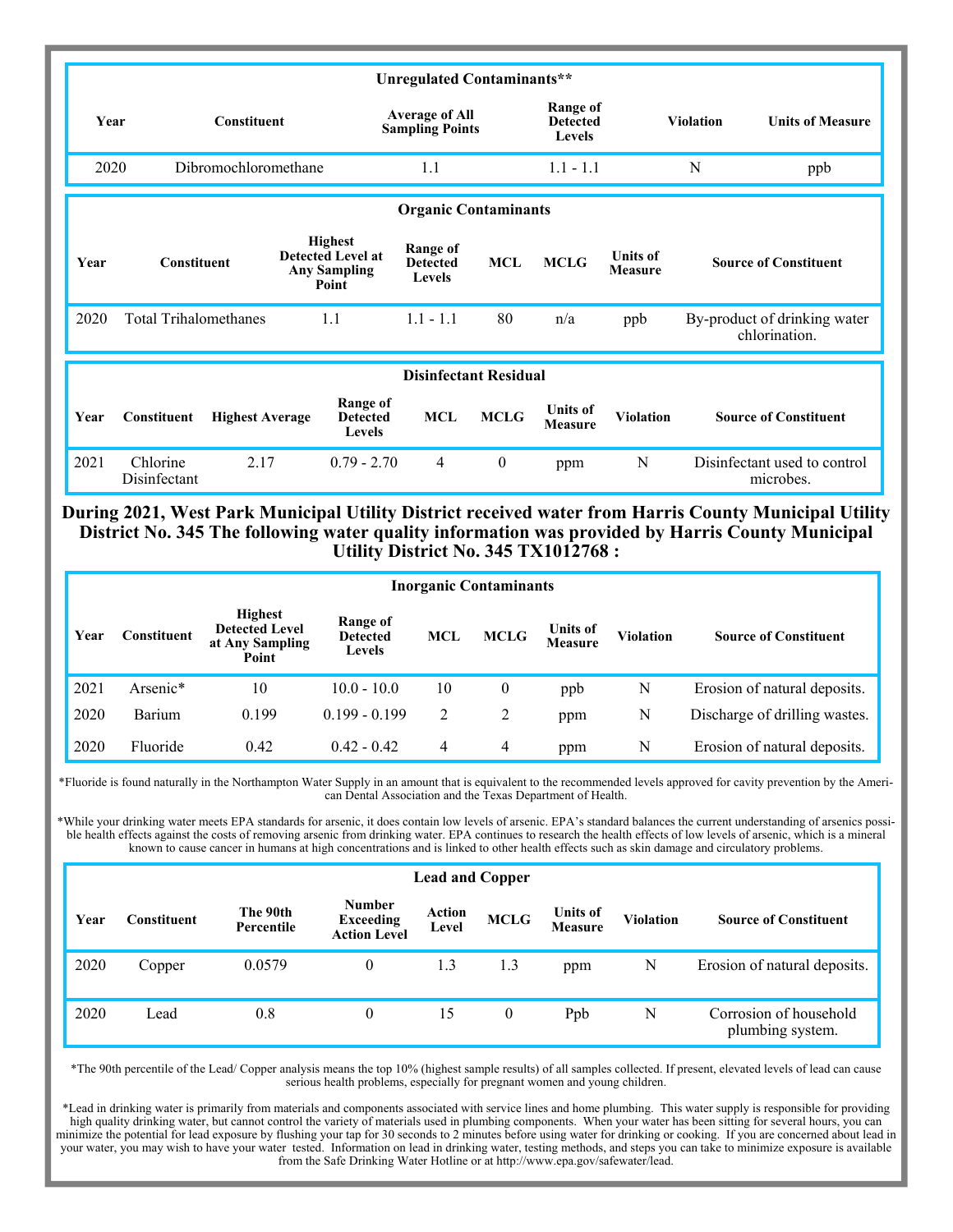| Unregulated Contaminants** | | | | | |
|---|---|---|---|---|---|
| Year | Constituent | Average of All Sampling Points | Range of Detected Levels | Violation | Units of Measure |
| 2020 | Dibromochloromethane | 1.1 | 1.1 - 1.1 | N | ppb |

| Organic Contaminants | | | | | | | |
|---|---|---|---|---|---|---|---|
| Year | Constituent | Highest Detected Level at Any Sampling Point | Range of Detected Levels | MCL | MCLG | Units of Measure | Source of Constituent |
| 2020 | Total Trihalomethanes | 1.1 | 1.1 - 1.1 | 80 | n/a | ppb | By-product of drinking water chlorination. |

| Disinfectant Residual | | | | | | | | |
|---|---|---|---|---|---|---|---|---|
| Year | Constituent | Highest Average | Range of Detected Levels | MCL | MCLG | Units of Measure | Violation | Source of Constituent |
| 2021 | Chlorine Disinfectant | 2.17 | 0.79 - 2.70 | 4 | 0 | ppm | N | Disinfectant used to control microbes. |

**During 2021, West Park Municipal Utility District received water from Harris County Municipal Utility District No. 345 The following water quality information was provided by Harris County Municipal Utility District No. 345 TX1012768 :**

| Inorganic Contaminants | | | | | | | | |
|---|---|---|---|---|---|---|---|---|
| Year | Constituent | Highest Detected Level at Any Sampling Point | Range of Detected Levels | MCL | MCLG | Units of Measure | Violation | Source of Constituent |
| 2021 | Arsenic* | 10 | 10.0 - 10.0 | 10 | 0 | ppb | N | Erosion of natural deposits. |
| 2020 | Barium | 0.199 | 0.199 - 0.199 | 2 | 2 | ppm | N | Discharge of drilling wastes. |
| 2020 | Fluoride | 0.42 | 0.42 - 0.42 | 4 | 4 | ppm | N | Erosion of natural deposits. |

*Fluoride is found naturally in the Northampton Water Supply in an amount that is equivalent to the recommended levels approved for cavity prevention by the American Dental Association and the Texas Department of Health.

*While your drinking water meets EPA standards for arsenic, it does contain low levels of arsenic. EPA's standard balances the current understanding of arsenics possible health effects against the costs of removing arsenic from drinking water. EPA continues to research the health effects of low levels of arsenic, which is a mineral known to cause cancer in humans at high concentrations and is linked to other health effects such as skin damage and circulatory problems.

| Lead and Copper | | | | | | | | |
|---|---|---|---|---|---|---|---|---|
| Year | Constituent | The 90th Percentile | Number Exceeding Action Level | Action Level | MCLG | Units of Measure | Violation | Source of Constituent |
| 2020 | Copper | 0.0579 | 0 | 1.3 | 1.3 | ppm | N | Erosion of natural deposits. |
| 2020 | Lead | 0.8 | 0 | 15 | 0 | Ppb | N | Corrosion of household plumbing system. |

*The 90th percentile of the Lead/ Copper analysis means the top 10% (highest sample results) of all samples collected. If present, elevated levels of lead can cause serious health problems, especially for pregnant women and young children.

*Lead in drinking water is primarily from materials and components associated with service lines and home plumbing. This water supply is responsible for providing high quality drinking water, but cannot control the variety of materials used in plumbing components. When your water has been sitting for several hours, you can minimize the potential for lead exposure by flushing your tap for 30 seconds to 2 minutes before using water for drinking or cooking. If you are concerned about lead in your water, you may wish to have your water tested. Information on lead in drinking water, testing methods, and steps you can take to minimize exposure is available from the Safe Drinking Water Hotline or at http://www.epa.gov/safewater/lead.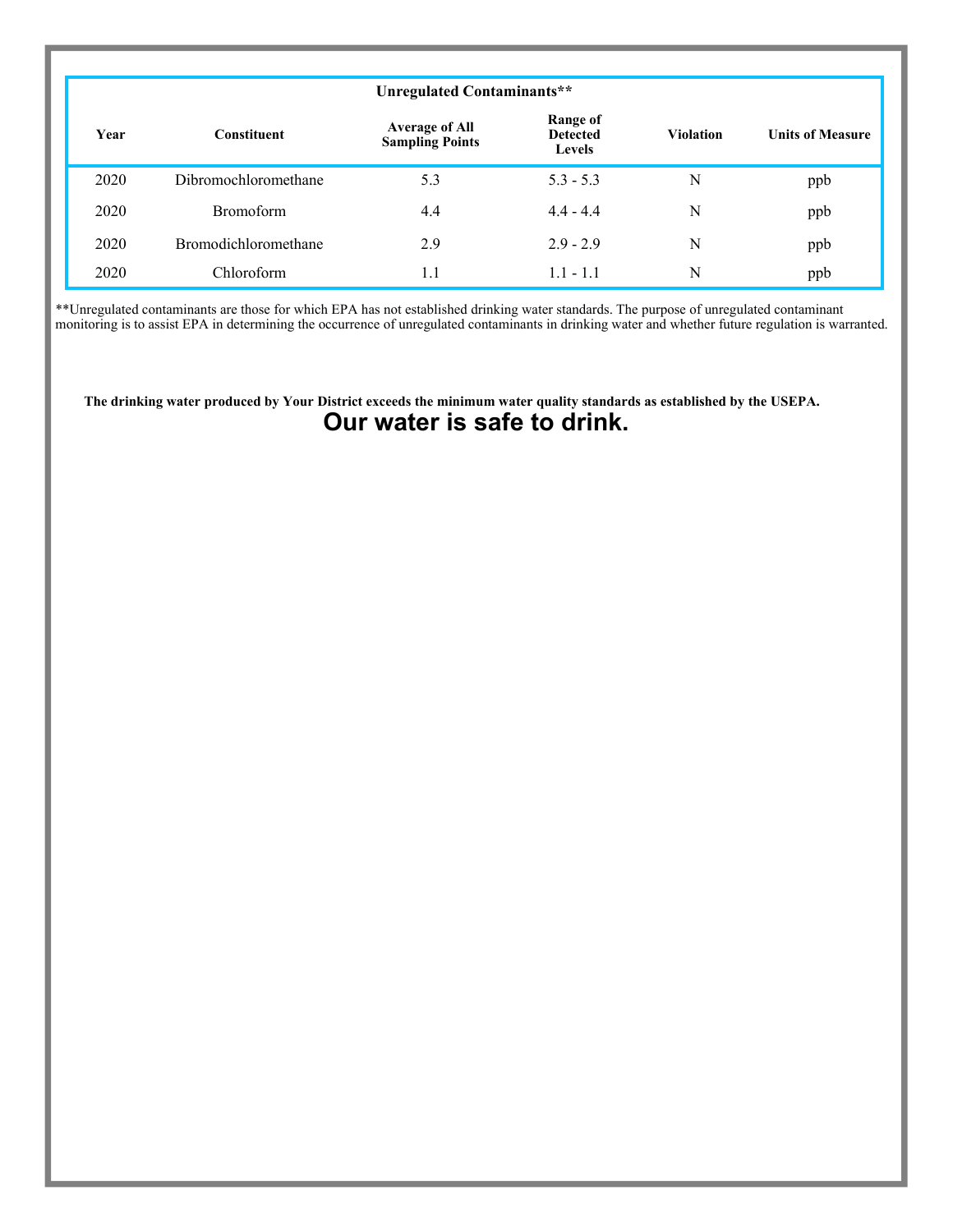| Unregulated Contaminants** | | | | | |
| --- | --- | --- | --- | --- | --- |
| **Year** | **Constituent** | **Average of All Sampling Points** | **Range of Detected Levels** | **Violation** | **Units of Measure** |
| 2020 | Dibromochloromethane | 5.3 | 5.3 - 5.3 | N | ppb |
| 2020 | Bromoform | 4.4 | 4.4 - 4.4 | N | ppb |
| 2020 | Bromodichloromethane | 2.9 | 2.9 - 2.9 | N | ppb |
| 2020 | Chloroform | 1.1 | 1.1 - 1.1 | N | ppb |

**Unregulated contaminants are those for which EPA has not established drinking water standards. The purpose of unregulated contaminant monitoring is to assist EPA in determining the occurrence of unregulated contaminants in drinking water and whether future regulation is warranted.

**The drinking water produced by Your District exceeds the minimum water quality standards as established by the USEPA.**

## Our water is safe to drink.